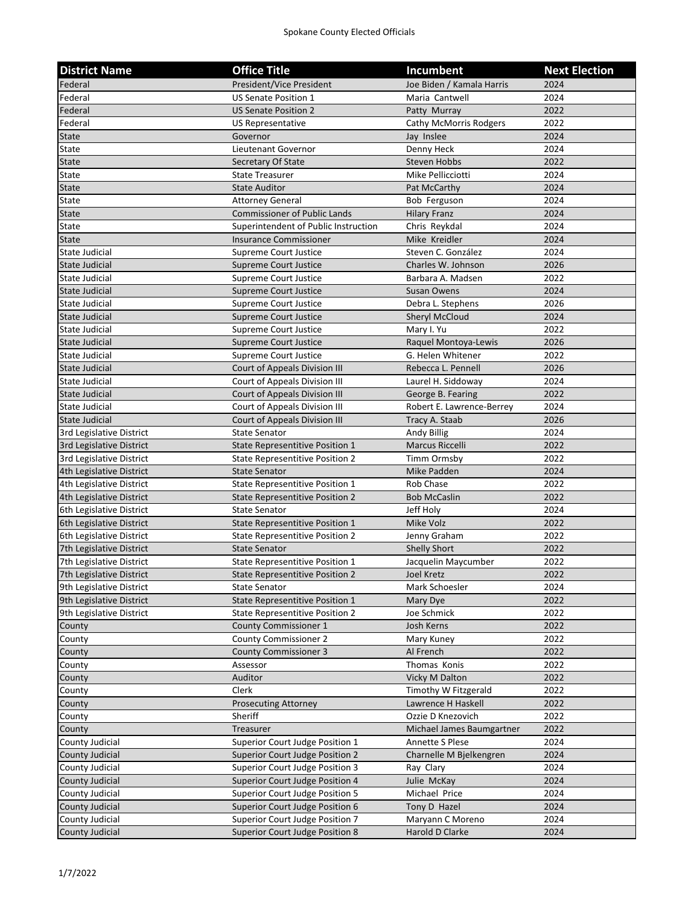# Spokane County Elected Officials

| District Name | Office Title | Incumbent | Next Election |
|---|---|---|---|
| Federal | President/Vice President | Joe Biden / Kamala Harris | 2024 |
| Federal | US Senate Position 1 | Maria Cantwell | 2024 |
| Federal | US Senate Position 2 | Patty Murray | 2022 |
| Federal | US Representative | Cathy McMorris Rodgers | 2022 |
| State | Governor | Jay Inslee | 2024 |
| State | Lieutenant Governor | Denny Heck | 2024 |
| State | Secretary Of State | Steven Hobbs | 2022 |
| State | State Treasurer | Mike Pellicciotti | 2024 |
| State | State Auditor | Pat McCarthy | 2024 |
| State | Attorney General | Bob Ferguson | 2024 |
| State | Commissioner of Public Lands | Hilary Franz | 2024 |
| State | Superintendent of Public Instruction | Chris Reykdal | 2024 |
| State | Insurance Commissioner | Mike Kreidler | 2024 |
| State Judicial | Supreme Court Justice | Steven C. González | 2024 |
| State Judicial | Supreme Court Justice | Charles W. Johnson | 2026 |
| State Judicial | Supreme Court Justice | Barbara A. Madsen | 2022 |
| State Judicial | Supreme Court Justice | Susan Owens | 2024 |
| State Judicial | Supreme Court Justice | Debra L. Stephens | 2026 |
| State Judicial | Supreme Court Justice | Sheryl McCloud | 2024 |
| State Judicial | Supreme Court Justice | Mary I. Yu | 2022 |
| State Judicial | Supreme Court Justice | Raquel Montoya-Lewis | 2026 |
| State Judicial | Supreme Court Justice | G. Helen Whitener | 2022 |
| State Judicial | Court of Appeals Division III | Rebecca L. Pennell | 2026 |
| State Judicial | Court of Appeals Division III | Laurel H. Siddoway | 2024 |
| State Judicial | Court of Appeals Division III | George B. Fearing | 2022 |
| State Judicial | Court of Appeals Division III | Robert E. Lawrence-Berrey | 2024 |
| State Judicial | Court of Appeals Division III | Tracy A. Staab | 2026 |
| 3rd Legislative District | State Senator | Andy Billig | 2024 |
| 3rd Legislative District | State Representitive Position 1 | Marcus Riccelli | 2022 |
| 3rd Legislative District | State Representitive Position 2 | Timm Ormsby | 2022 |
| 4th Legislative District | State Senator | Mike Padden | 2024 |
| 4th Legislative District | State Representitive Position 1 | Rob Chase | 2022 |
| 4th Legislative District | State Representitive Position 2 | Bob McCaslin | 2022 |
| 6th Legislative District | State Senator | Jeff Holy | 2024 |
| 6th Legislative District | State Representitive Position 1 | Mike Volz | 2022 |
| 6th Legislative District | State Representitive Position 2 | Jenny Graham | 2022 |
| 7th Legislative District | State Senator | Shelly Short | 2022 |
| 7th Legislative District | State Representitive Position 1 | Jacquelin Maycumber | 2022 |
| 7th Legislative District | State Representitive Position 2 | Joel Kretz | 2022 |
| 9th Legislative District | State Senator | Mark Schoesler | 2024 |
| 9th Legislative District | State Representitive Position 1 | Mary Dye | 2022 |
| 9th Legislative District | State Representitive Position 2 | Joe Schmick | 2022 |
| County | County Commissioner 1 | Josh Kerns | 2022 |
| County | County Commissioner 2 | Mary Kuney | 2022 |
| County | County Commissioner 3 | Al French | 2022 |
| County | Assessor | Thomas Konis | 2022 |
| County | Auditor | Vicky M Dalton | 2022 |
| County | Clerk | Timothy W Fitzgerald | 2022 |
| County | Prosecuting Attorney | Lawrence H Haskell | 2022 |
| County | Sheriff | Ozzie D Knezovich | 2022 |
| County | Treasurer | Michael James Baumgartner | 2022 |
| County Judicial | Superior Court Judge Position 1 | Annette S Plese | 2024 |
| County Judicial | Superior Court Judge Position 2 | Charnelle M Bjelkengren | 2024 |
| County Judicial | Superior Court Judge Position 3 | Ray Clary | 2024 |
| County Judicial | Superior Court Judge Position 4 | Julie McKay | 2024 |
| County Judicial | Superior Court Judge Position 5 | Michael Price | 2024 |
| County Judicial | Superior Court Judge Position 6 | Tony D Hazel | 2024 |
| County Judicial | Superior Court Judge Position 7 | Maryann C Moreno | 2024 |
| County Judicial | Superior Court Judge Position 8 | Harold D Clarke | 2024 |

1/7/2022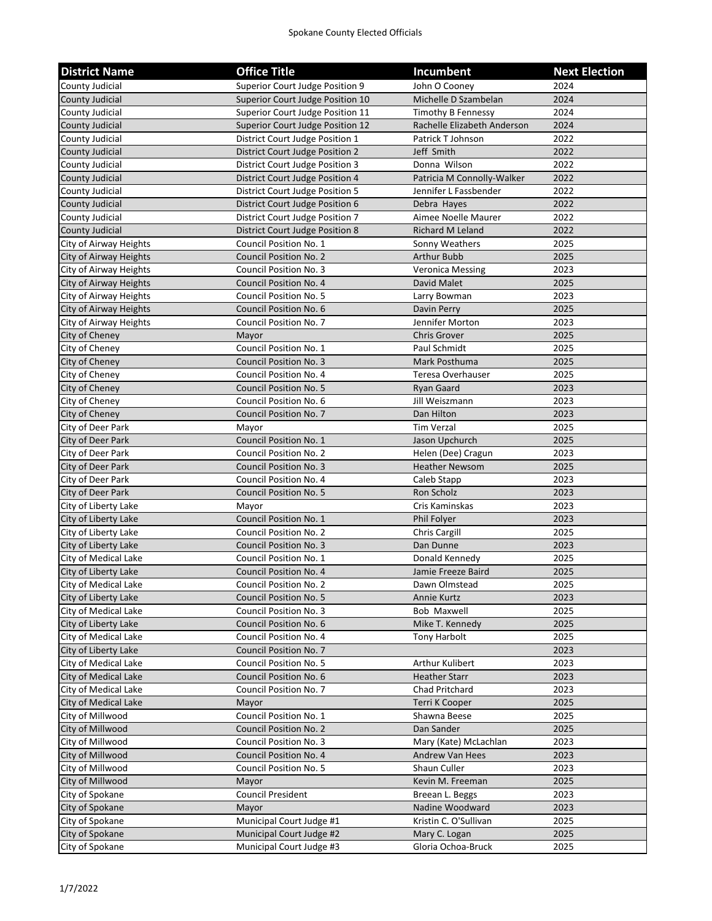| District Name | Office Title | Incumbent | Next Election |
|---|---|---|---|
| County Judicial | Superior Court Judge Position 9 | John O Cooney | 2024 |
| County Judicial | Superior Court Judge Position 10 | Michelle D Szambelan | 2024 |
| County Judicial | Superior Court Judge Position 11 | Timothy B Fennessy | 2024 |
| County Judicial | Superior Court Judge Position 12 | Rachelle Elizabeth Anderson | 2024 |
| County Judicial | District Court Judge Position 1 | Patrick T Johnson | 2022 |
| County Judicial | District Court Judge Position 2 | Jeff  Smith | 2022 |
| County Judicial | District Court Judge Position 3 | Donna  Wilson | 2022 |
| County Judicial | District Court Judge Position 4 | Patricia M Connolly-Walker | 2022 |
| County Judicial | District Court Judge Position 5 | Jennifer L Fassbender | 2022 |
| County Judicial | District Court Judge Position 6 | Debra  Hayes | 2022 |
| County Judicial | District Court Judge Position 7 | Aimee Noelle Maurer | 2022 |
| County Judicial | District Court Judge Position 8 | Richard M Leland | 2022 |
| City of Airway Heights | Council Position No. 1 | Sonny Weathers | 2025 |
| City of Airway Heights | Council Position No. 2 | Arthur Bubb | 2025 |
| City of Airway Heights | Council Position No. 3 | Veronica Messing | 2023 |
| City of Airway Heights | Council Position No. 4 | David Malet | 2025 |
| City of Airway Heights | Council Position No. 5 | Larry Bowman | 2023 |
| City of Airway Heights | Council Position No. 6 | Davin Perry | 2025 |
| City of Airway Heights | Council Position No. 7 | Jennifer Morton | 2023 |
| City of Cheney | Mayor | Chris Grover | 2025 |
| City of Cheney | Council Position No. 1 | Paul Schmidt | 2025 |
| City of Cheney | Council Position No. 3 | Mark Posthuma | 2025 |
| City of Cheney | Council Position No. 4 | Teresa Overhauser | 2025 |
| City of Cheney | Council Position No. 5 | Ryan Gaard | 2023 |
| City of Cheney | Council Position No. 6 | Jill Weiszmann | 2023 |
| City of Cheney | Council Position No. 7 | Dan Hilton | 2023 |
| City of Deer Park | Mayor | Tim Verzal | 2025 |
| City of Deer Park | Council Position No. 1 | Jason Upchurch | 2025 |
| City of Deer Park | Council Position No. 2 | Helen (Dee) Cragun | 2023 |
| City of Deer Park | Council Position No. 3 | Heather Newsom | 2025 |
| City of Deer Park | Council Position No. 4 | Caleb Stapp | 2023 |
| City of Deer Park | Council Position No. 5 | Ron Scholz | 2023 |
| City of Liberty Lake | Mayor | Cris Kaminskas | 2023 |
| City of Liberty Lake | Council Position No. 1 | Phil Folyer | 2023 |
| City of Liberty Lake | Council Position No. 2 | Chris Cargill | 2025 |
| City of Liberty Lake | Council Position No. 3 | Dan Dunne | 2023 |
| City of Medical Lake | Council Position No. 1 | Donald Kennedy | 2025 |
| City of Liberty Lake | Council Position No. 4 | Jamie Freeze Baird | 2025 |
| City of Medical Lake | Council Position No. 2 | Dawn Olmstead | 2025 |
| City of Liberty Lake | Council Position No. 5 | Annie Kurtz | 2023 |
| City of Medical Lake | Council Position No. 3 | Bob  Maxwell | 2025 |
| City of Liberty Lake | Council Position No. 6 | Mike T. Kennedy | 2025 |
| City of Medical Lake | Council Position No. 4 | Tony Harbolt | 2025 |
| City of Liberty Lake | Council Position No. 7 | | 2023 |
| City of Medical Lake | Council Position No. 5 | Arthur Kulibert | 2023 |
| City of Medical Lake | Council Position No. 6 | Heather Starr | 2023 |
| City of Medical Lake | Council Position No. 7 | Chad Pritchard | 2023 |
| City of Medical Lake | Mayor | Terri K Cooper | 2025 |
| City of Millwood | Council Position No. 1 | Shawna Beese | 2025 |
| City of Millwood | Council Position No. 2 | Dan Sander | 2025 |
| City of Millwood | Council Position No. 3 | Mary (Kate) McLachlan | 2023 |
| City of Millwood | Council Position No. 4 | Andrew Van Hees | 2023 |
| City of Millwood | Council Position No. 5 | Shaun Culler | 2023 |
| City of Millwood | Mayor | Kevin M. Freeman | 2025 |
| City of Spokane | Council President | Breean L. Beggs | 2023 |
| City of Spokane | Mayor | Nadine Woodward | 2023 |
| City of Spokane | Municipal Court Judge #1 | Kristin C. O'Sullivan | 2025 |
| City of Spokane | Municipal Court Judge #2 | Mary C. Logan | 2025 |
| City of Spokane | Municipal Court Judge #3 | Gloria Ochoa-Bruck | 2025 |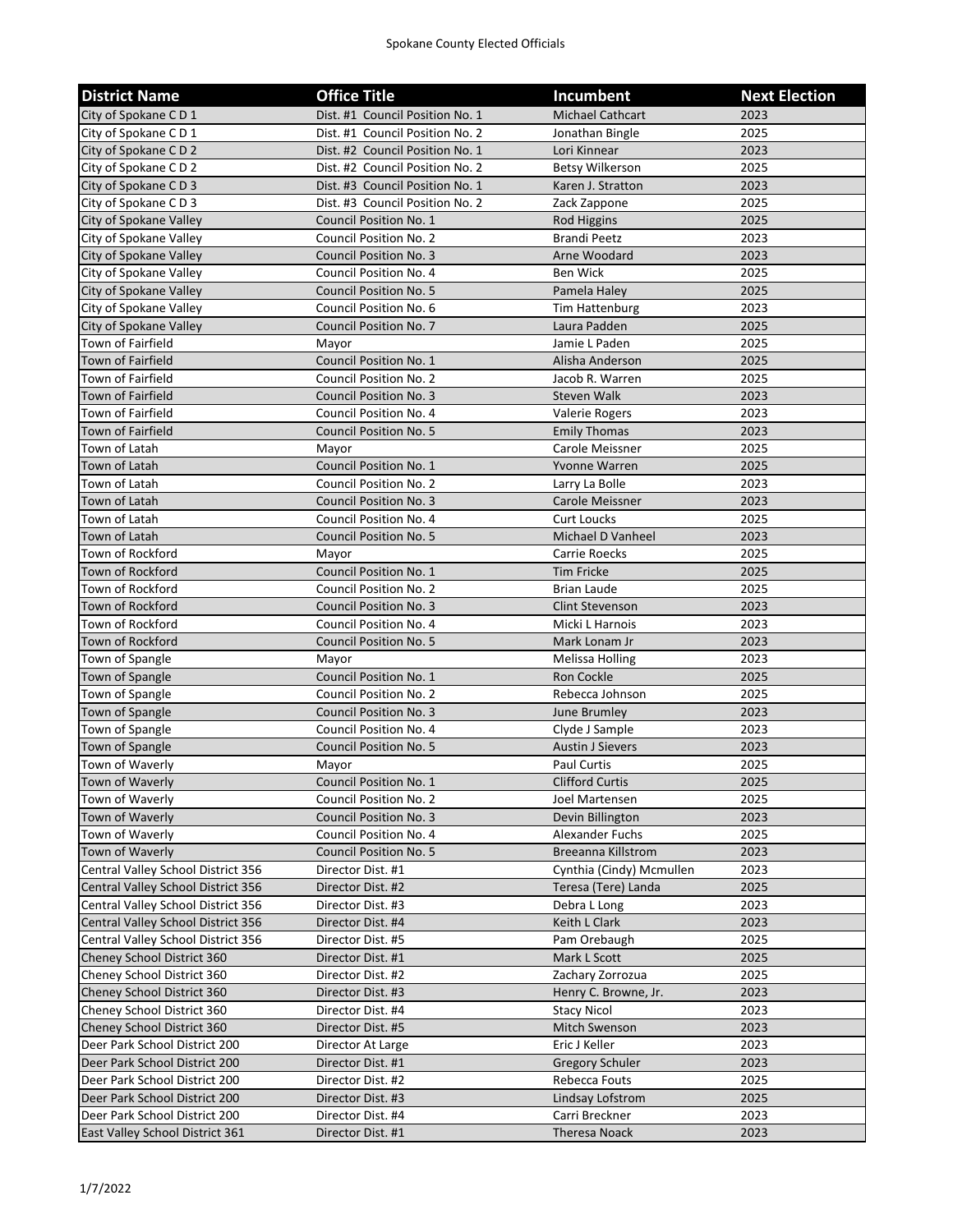| District Name | Office Title | Incumbent | Next Election |
|---|---|---|---|
| City of Spokane C D 1 | Dist. #1 Council Position No. 1 | Michael Cathcart | 2023 |
| City of Spokane C D 1 | Dist. #1 Council Position No. 2 | Jonathan Bingle | 2025 |
| City of Spokane C D 2 | Dist. #2 Council Position No. 1 | Lori Kinnear | 2023 |
| City of Spokane C D 2 | Dist. #2 Council Position No. 2 | Betsy Wilkerson | 2025 |
| City of Spokane C D 3 | Dist. #3 Council Position No. 1 | Karen J. Stratton | 2023 |
| City of Spokane C D 3 | Dist. #3 Council Position No. 2 | Zack Zappone | 2025 |
| City of Spokane Valley | Council Position No. 1 | Rod Higgins | 2025 |
| City of Spokane Valley | Council Position No. 2 | Brandi Peetz | 2023 |
| City of Spokane Valley | Council Position No. 3 | Arne Woodard | 2023 |
| City of Spokane Valley | Council Position No. 4 | Ben Wick | 2025 |
| City of Spokane Valley | Council Position No. 5 | Pamela Haley | 2025 |
| City of Spokane Valley | Council Position No. 6 | Tim Hattenburg | 2023 |
| City of Spokane Valley | Council Position No. 7 | Laura Padden | 2025 |
| Town of Fairfield | Mayor | Jamie L Paden | 2025 |
| Town of Fairfield | Council Position No. 1 | Alisha Anderson | 2025 |
| Town of Fairfield | Council Position No. 2 | Jacob R. Warren | 2025 |
| Town of Fairfield | Council Position No. 3 | Steven Walk | 2023 |
| Town of Fairfield | Council Position No. 4 | Valerie Rogers | 2023 |
| Town of Fairfield | Council Position No. 5 | Emily Thomas | 2023 |
| Town of Latah | Mayor | Carole Meissner | 2025 |
| Town of Latah | Council Position No. 1 | Yvonne Warren | 2025 |
| Town of Latah | Council Position No. 2 | Larry La Bolle | 2023 |
| Town of Latah | Council Position No. 3 | Carole Meissner | 2023 |
| Town of Latah | Council Position No. 4 | Curt Loucks | 2025 |
| Town of Latah | Council Position No. 5 | Michael D Vanheel | 2023 |
| Town of Rockford | Mayor | Carrie Roecks | 2025 |
| Town of Rockford | Council Position No. 1 | Tim Fricke | 2025 |
| Town of Rockford | Council Position No. 2 | Brian Laude | 2025 |
| Town of Rockford | Council Position No. 3 | Clint Stevenson | 2023 |
| Town of Rockford | Council Position No. 4 | Micki L Harnois | 2023 |
| Town of Rockford | Council Position No. 5 | Mark Lonam Jr | 2023 |
| Town of Spangle | Mayor | Melissa Holling | 2023 |
| Town of Spangle | Council Position No. 1 | Ron Cockle | 2025 |
| Town of Spangle | Council Position No. 2 | Rebecca Johnson | 2025 |
| Town of Spangle | Council Position No. 3 | June Brumley | 2023 |
| Town of Spangle | Council Position No. 4 | Clyde J Sample | 2023 |
| Town of Spangle | Council Position No. 5 | Austin J Sievers | 2023 |
| Town of Waverly | Mayor | Paul Curtis | 2025 |
| Town of Waverly | Council Position No. 1 | Clifford Curtis | 2025 |
| Town of Waverly | Council Position No. 2 | Joel Martensen | 2025 |
| Town of Waverly | Council Position No. 3 | Devin Billington | 2023 |
| Town of Waverly | Council Position No. 4 | Alexander Fuchs | 2025 |
| Town of Waverly | Council Position No. 5 | Breeanna Killstrom | 2023 |
| Central Valley School District 356 | Director Dist. #1 | Cynthia (Cindy) Mcmullen | 2023 |
| Central Valley School District 356 | Director Dist. #2 | Teresa (Tere) Landa | 2025 |
| Central Valley School District 356 | Director Dist. #3 | Debra L Long | 2023 |
| Central Valley School District 356 | Director Dist. #4 | Keith L Clark | 2023 |
| Central Valley School District 356 | Director Dist. #5 | Pam Orebaugh | 2025 |
| Cheney School District 360 | Director Dist. #1 | Mark L Scott | 2025 |
| Cheney School District 360 | Director Dist. #2 | Zachary Zorrozua | 2025 |
| Cheney School District 360 | Director Dist. #3 | Henry C. Browne, Jr. | 2023 |
| Cheney School District 360 | Director Dist. #4 | Stacy Nicol | 2023 |
| Cheney School District 360 | Director Dist. #5 | Mitch Swenson | 2023 |
| Deer Park School District 200 | Director At Large | Eric J Keller | 2023 |
| Deer Park School District 200 | Director Dist. #1 | Gregory Schuler | 2023 |
| Deer Park School District 200 | Director Dist. #2 | Rebecca Fouts | 2025 |
| Deer Park School District 200 | Director Dist. #3 | Lindsay Lofstrom | 2025 |
| Deer Park School District 200 | Director Dist. #4 | Carri Breckner | 2023 |
| East Valley School District 361 | Director Dist. #1 | Theresa Noack | 2023 |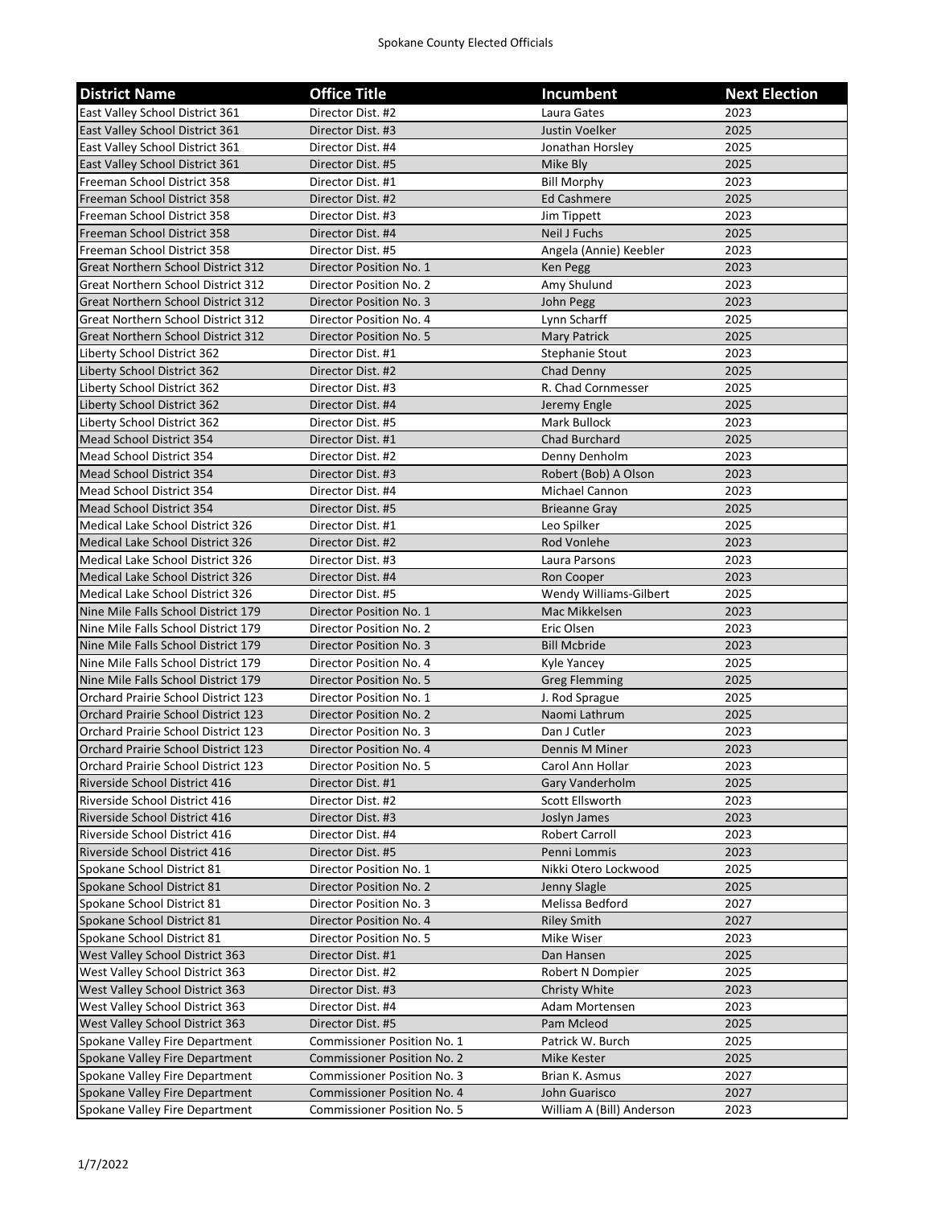| District Name | Office Title | Incumbent | Next Election |
|---|---|---|---|
| East Valley School District 361 | Director Dist. #2 | Laura Gates | 2023 |
| East Valley School District 361 | Director Dist. #3 | Justin Voelker | 2025 |
| East Valley School District 361 | Director Dist. #4 | Jonathan Horsley | 2025 |
| East Valley School District 361 | Director Dist. #5 | Mike Bly | 2025 |
| Freeman School District 358 | Director Dist. #1 | Bill Morphy | 2023 |
| Freeman School District 358 | Director Dist. #2 | Ed Cashmere | 2025 |
| Freeman School District 358 | Director Dist. #3 | Jim Tippett | 2023 |
| Freeman School District 358 | Director Dist. #4 | Neil J Fuchs | 2025 |
| Freeman School District 358 | Director Dist. #5 | Angela (Annie) Keebler | 2023 |
| Great Northern School District 312 | Director Position No. 1 | Ken Pegg | 2023 |
| Great Northern School District 312 | Director Position No. 2 | Amy Shulund | 2023 |
| Great Northern School District 312 | Director Position No. 3 | John Pegg | 2023 |
| Great Northern School District 312 | Director Position No. 4 | Lynn Scharff | 2025 |
| Great Northern School District 312 | Director Position No. 5 | Mary Patrick | 2025 |
| Liberty School District 362 | Director Dist. #1 | Stephanie Stout | 2023 |
| Liberty School District 362 | Director Dist. #2 | Chad Denny | 2025 |
| Liberty School District 362 | Director Dist. #3 | R. Chad Cornmesser | 2025 |
| Liberty School District 362 | Director Dist. #4 | Jeremy Engle | 2025 |
| Liberty School District 362 | Director Dist. #5 | Mark Bullock | 2023 |
| Mead School District 354 | Director Dist. #1 | Chad Burchard | 2025 |
| Mead School District 354 | Director Dist. #2 | Denny Denholm | 2023 |
| Mead School District 354 | Director Dist. #3 | Robert (Bob) A Olson | 2023 |
| Mead School District 354 | Director Dist. #4 | Michael Cannon | 2023 |
| Mead School District 354 | Director Dist. #5 | Brieanne Gray | 2025 |
| Medical Lake School District 326 | Director Dist. #1 | Leo Spilker | 2025 |
| Medical Lake School District 326 | Director Dist. #2 | Rod Vonlehe | 2023 |
| Medical Lake School District 326 | Director Dist. #3 | Laura Parsons | 2023 |
| Medical Lake School District 326 | Director Dist. #4 | Ron Cooper | 2023 |
| Medical Lake School District 326 | Director Dist. #5 | Wendy Williams-Gilbert | 2025 |
| Nine Mile Falls School District 179 | Director Position No. 1 | Mac Mikkelsen | 2023 |
| Nine Mile Falls School District 179 | Director Position No. 2 | Eric Olsen | 2023 |
| Nine Mile Falls School District 179 | Director Position No. 3 | Bill Mcbride | 2023 |
| Nine Mile Falls School District 179 | Director Position No. 4 | Kyle Yancey | 2025 |
| Nine Mile Falls School District 179 | Director Position No. 5 | Greg Flemming | 2025 |
| Orchard Prairie School District 123 | Director Position No. 1 | J. Rod Sprague | 2025 |
| Orchard Prairie School District 123 | Director Position No. 2 | Naomi Lathrum | 2025 |
| Orchard Prairie School District 123 | Director Position No. 3 | Dan J Cutler | 2023 |
| Orchard Prairie School District 123 | Director Position No. 4 | Dennis M Miner | 2023 |
| Orchard Prairie School District 123 | Director Position No. 5 | Carol Ann Hollar | 2023 |
| Riverside School District 416 | Director Dist. #1 | Gary Vanderholm | 2025 |
| Riverside School District 416 | Director Dist. #2 | Scott Ellsworth | 2023 |
| Riverside School District 416 | Director Dist. #3 | Joslyn James | 2023 |
| Riverside School District 416 | Director Dist. #4 | Robert Carroll | 2023 |
| Riverside School District 416 | Director Dist. #5 | Penni Lommis | 2023 |
| Spokane School District 81 | Director Position No. 1 | Nikki Otero Lockwood | 2025 |
| Spokane School District 81 | Director Position No. 2 | Jenny Slagle | 2025 |
| Spokane School District 81 | Director Position No. 3 | Melissa Bedford | 2027 |
| Spokane School District 81 | Director Position No. 4 | Riley Smith | 2027 |
| Spokane School District 81 | Director Position No. 5 | Mike Wiser | 2023 |
| West Valley School District 363 | Director Dist. #1 | Dan Hansen | 2025 |
| West Valley School District 363 | Director Dist. #2 | Robert N Dompier | 2025 |
| West Valley School District 363 | Director Dist. #3 | Christy White | 2023 |
| West Valley School District 363 | Director Dist. #4 | Adam Mortensen | 2023 |
| West Valley School District 363 | Director Dist. #5 | Pam Mcleod | 2025 |
| Spokane Valley Fire Department | Commissioner Position No. 1 | Patrick W. Burch | 2025 |
| Spokane Valley Fire Department | Commissioner Position No. 2 | Mike Kester | 2025 |
| Spokane Valley Fire Department | Commissioner Position No. 3 | Brian K. Asmus | 2027 |
| Spokane Valley Fire Department | Commissioner Position No. 4 | John Guarisco | 2027 |
| Spokane Valley Fire Department | Commissioner Position No. 5 | William A (Bill) Anderson | 2023 |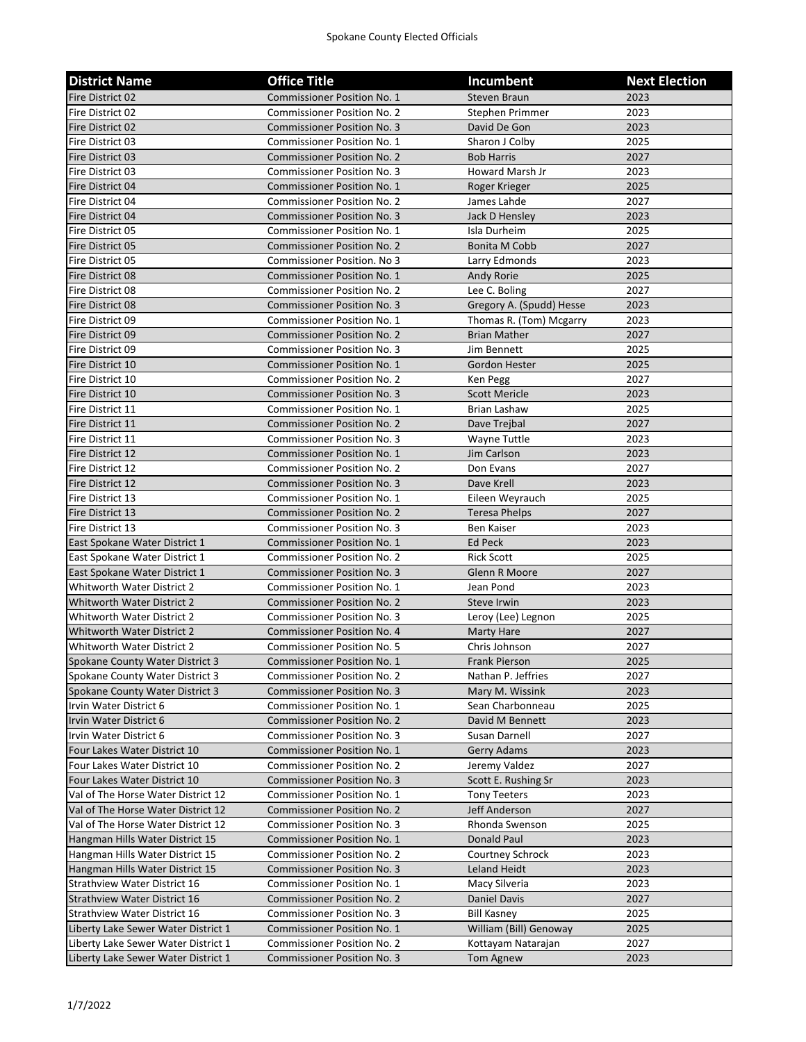| District Name | Office Title | Incumbent | Next Election |
|---|---|---|---|
| Fire District 02 | Commissioner Position No. 1 | Steven Braun | 2023 |
| Fire District 02 | Commissioner Position No. 2 | Stephen Primmer | 2023 |
| Fire District 02 | Commissioner Position No. 3 | David De Gon | 2023 |
| Fire District 03 | Commissioner Position No. 1 | Sharon J Colby | 2025 |
| Fire District 03 | Commissioner Position No. 2 | Bob Harris | 2027 |
| Fire District 03 | Commissioner Position No. 3 | Howard Marsh Jr | 2023 |
| Fire District 04 | Commissioner Position No. 1 | Roger Krieger | 2025 |
| Fire District 04 | Commissioner Position No. 2 | James Lahde | 2027 |
| Fire District 04 | Commissioner Position No. 3 | Jack D Hensley | 2023 |
| Fire District 05 | Commissioner Position No. 1 | Isla Durheim | 2025 |
| Fire District 05 | Commissioner Position No. 2 | Bonita M Cobb | 2027 |
| Fire District 05 | Commissioner Position. No 3 | Larry Edmonds | 2023 |
| Fire District 08 | Commissioner Position No. 1 | Andy Rorie | 2025 |
| Fire District 08 | Commissioner Position No. 2 | Lee C. Boling | 2027 |
| Fire District 08 | Commissioner Position No. 3 | Gregory A. (Spudd) Hesse | 2023 |
| Fire District 09 | Commissioner Position No. 1 | Thomas R. (Tom) Mcgarry | 2023 |
| Fire District 09 | Commissioner Position No. 2 | Brian Mather | 2027 |
| Fire District 09 | Commissioner Position No. 3 | Jim Bennett | 2025 |
| Fire District 10 | Commissioner Position No. 1 | Gordon Hester | 2025 |
| Fire District 10 | Commissioner Position No. 2 | Ken Pegg | 2027 |
| Fire District 10 | Commissioner Position No. 3 | Scott Mericle | 2023 |
| Fire District 11 | Commissioner Position No. 1 | Brian Lashaw | 2025 |
| Fire District 11 | Commissioner Position No. 2 | Dave Trejbal | 2027 |
| Fire District 11 | Commissioner Position No. 3 | Wayne Tuttle | 2023 |
| Fire District 12 | Commissioner Position No. 1 | Jim Carlson | 2023 |
| Fire District 12 | Commissioner Position No. 2 | Don Evans | 2027 |
| Fire District 12 | Commissioner Position No. 3 | Dave Krell | 2023 |
| Fire District 13 | Commissioner Position No. 1 | Eileen Weyrauch | 2025 |
| Fire District 13 | Commissioner Position No. 2 | Teresa Phelps | 2027 |
| Fire District 13 | Commissioner Position No. 3 | Ben Kaiser | 2023 |
| East Spokane Water District 1 | Commissioner Position No. 1 | Ed Peck | 2023 |
| East Spokane Water District 1 | Commissioner Position No. 2 | Rick Scott | 2025 |
| East Spokane Water District 1 | Commissioner Position No. 3 | Glenn R Moore | 2027 |
| Whitworth Water District 2 | Commissioner Position No. 1 | Jean Pond | 2023 |
| Whitworth Water District 2 | Commissioner Position No. 2 | Steve Irwin | 2023 |
| Whitworth Water District 2 | Commissioner Position No. 3 | Leroy (Lee) Legnon | 2025 |
| Whitworth Water District 2 | Commissioner Position No. 4 | Marty Hare | 2027 |
| Whitworth Water District 2 | Commissioner Position No. 5 | Chris Johnson | 2027 |
| Spokane County Water District 3 | Commissioner Position No. 1 | Frank Pierson | 2025 |
| Spokane County Water District 3 | Commissioner Position No. 2 | Nathan P. Jeffries | 2027 |
| Spokane County Water District 3 | Commissioner Position No. 3 | Mary M. Wissink | 2023 |
| Irvin Water District 6 | Commissioner Position No. 1 | Sean Charbonneau | 2025 |
| Irvin Water District 6 | Commissioner Position No. 2 | David M Bennett | 2023 |
| Irvin Water District 6 | Commissioner Position No. 3 | Susan Darnell | 2027 |
| Four Lakes Water District 10 | Commissioner Position No. 1 | Gerry Adams | 2023 |
| Four Lakes Water District 10 | Commissioner Position No. 2 | Jeremy Valdez | 2027 |
| Four Lakes Water District 10 | Commissioner Position No. 3 | Scott E. Rushing Sr | 2023 |
| Val of The Horse Water District 12 | Commissioner Position No. 1 | Tony Teeters | 2023 |
| Val of The Horse Water District 12 | Commissioner Position No. 2 | Jeff Anderson | 2027 |
| Val of The Horse Water District 12 | Commissioner Position No. 3 | Rhonda Swenson | 2025 |
| Hangman Hills Water District 15 | Commissioner Position No. 1 | Donald Paul | 2023 |
| Hangman Hills Water District 15 | Commissioner Position No. 2 | Courtney Schrock | 2023 |
| Hangman Hills Water District 15 | Commissioner Position No. 3 | Leland Heidt | 2023 |
| Strathview Water District 16 | Commissioner Position No. 1 | Macy Silveria | 2023 |
| Strathview Water District 16 | Commissioner Position No. 2 | Daniel Davis | 2027 |
| Strathview Water District 16 | Commissioner Position No. 3 | Bill Kasney | 2025 |
| Liberty Lake Sewer Water District 1 | Commissioner Position No. 1 | William (Bill) Genoway | 2025 |
| Liberty Lake Sewer Water District 1 | Commissioner Position No. 2 | Kottayam Natarajan | 2027 |
| Liberty Lake Sewer Water District 1 | Commissioner Position No. 3 | Tom Agnew | 2023 |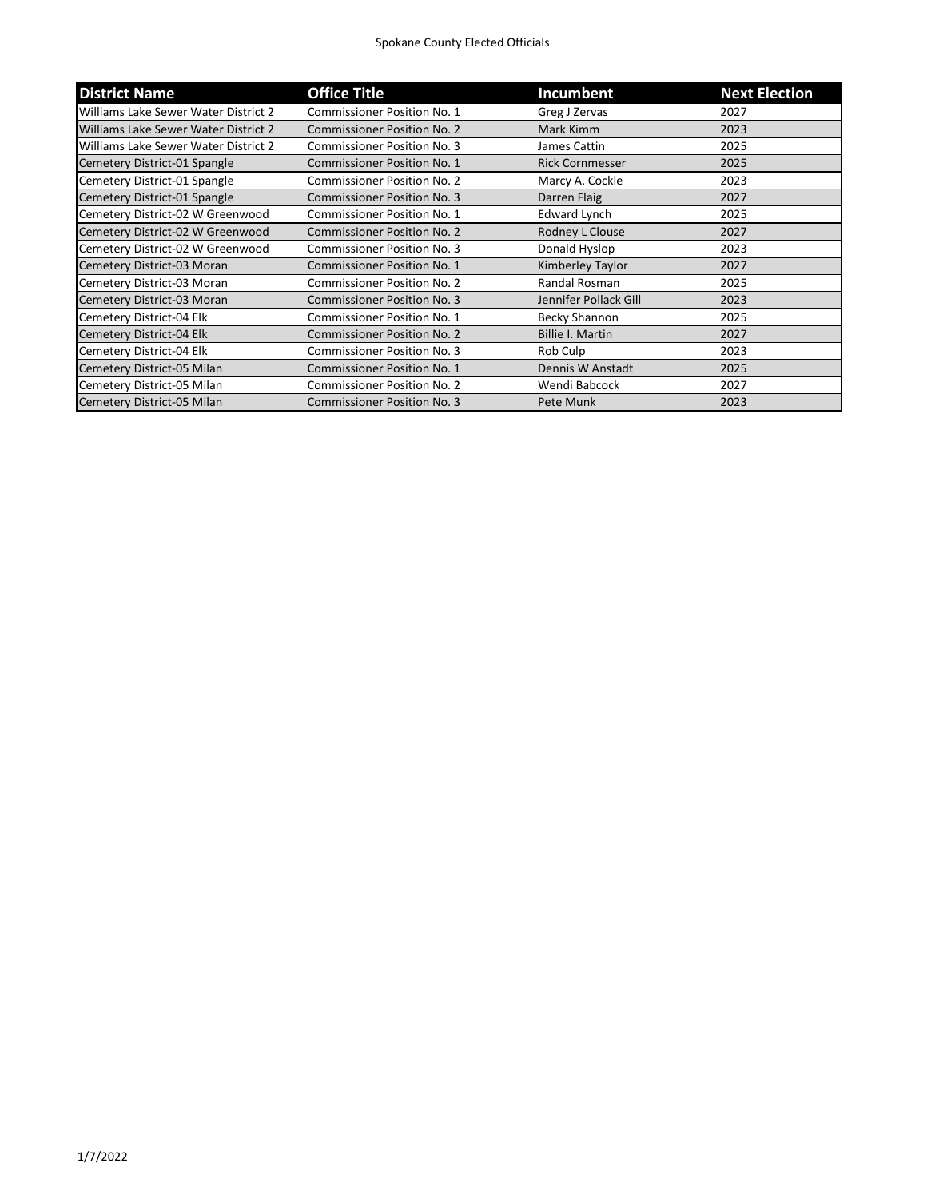| District Name | Office Title | Incumbent | Next Election |
| --- | --- | --- | --- |
| Williams Lake Sewer Water District 2 | Commissioner Position No. 1 | Greg J Zervas | 2027 |
| Williams Lake Sewer Water District 2 | Commissioner Position No. 2 | Mark Kimm | 2023 |
| Williams Lake Sewer Water District 2 | Commissioner Position No. 3 | James Cattin | 2025 |
| Cemetery District-01 Spangle | Commissioner Position No. 1 | Rick Cornmesser | 2025 |
| Cemetery District-01 Spangle | Commissioner Position No. 2 | Marcy A. Cockle | 2023 |
| Cemetery District-01 Spangle | Commissioner Position No. 3 | Darren Flaig | 2027 |
| Cemetery District-02 W Greenwood | Commissioner Position No. 1 | Edward Lynch | 2025 |
| Cemetery District-02 W Greenwood | Commissioner Position No. 2 | Rodney L Clouse | 2027 |
| Cemetery District-02 W Greenwood | Commissioner Position No. 3 | Donald Hyslop | 2023 |
| Cemetery District-03 Moran | Commissioner Position No. 1 | Kimberley Taylor | 2027 |
| Cemetery District-03 Moran | Commissioner Position No. 2 | Randal Rosman | 2025 |
| Cemetery District-03 Moran | Commissioner Position No. 3 | Jennifer Pollack Gill | 2023 |
| Cemetery District-04 Elk | Commissioner Position No. 1 | Becky Shannon | 2025 |
| Cemetery District-04 Elk | Commissioner Position No. 2 | Billie I. Martin | 2027 |
| Cemetery District-04 Elk | Commissioner Position No. 3 | Rob Culp | 2023 |
| Cemetery District-05 Milan | Commissioner Position No. 1 | Dennis W Anstadt | 2025 |
| Cemetery District-05 Milan | Commissioner Position No. 2 | Wendi Babcock | 2027 |
| Cemetery District-05 Milan | Commissioner Position No. 3 | Pete Munk | 2023 |